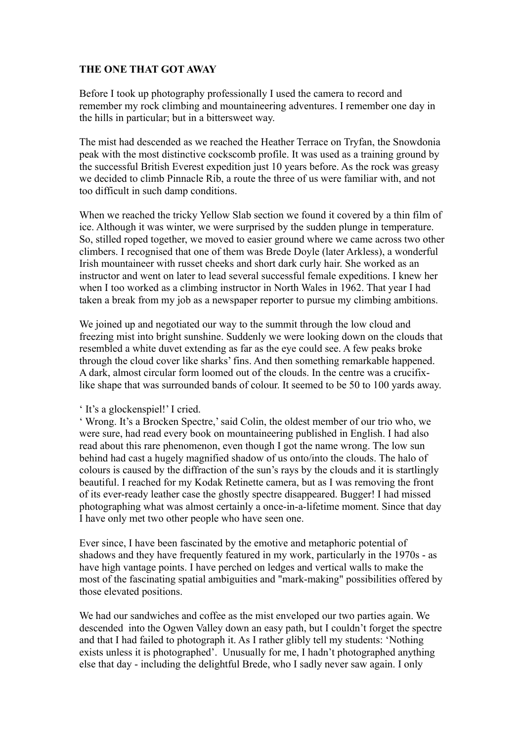**THE ONE THAT GOT AWAY**

Before I took up photography professionally I used the camera to record and remember my rock climbing and mountaineering adventures. I remember one day in the hills in particular; but in a bittersweet way.

The mist had descended as we reached the Heather Terrace on Tryfan, the Snowdonia peak with the most distinctive cockscomb profile. It was used as a training ground by the successful British Everest expedition just 10 years before. As the rock was greasy we decided to climb Pinnacle Rib, a route the three of us were familiar with, and not too difficult in such damp conditions.

When we reached the tricky Yellow Slab section we found it covered by a thin film of ice. Although it was winter, we were surprised by the sudden plunge in temperature. So, stilled roped together, we moved to easier ground where we came across two other climbers. I recognised that one of them was Brede Doyle (later Arkless), a wonderful Irish mountaineer with russet cheeks and short dark curly hair. She worked as an instructor and went on later to lead several successful female expeditions. I knew her when I too worked as a climbing instructor in North Wales in 1962. That year I had taken a break from my job as a newspaper reporter to pursue my climbing ambitions.

We joined up and negotiated our way to the summit through the low cloud and freezing mist into bright sunshine. Suddenly we were looking down on the clouds that resembled a white duvet extending as far as the eye could see. A few peaks broke through the cloud cover like sharks' fins. And then something remarkable happened. A dark, almost circular form loomed out of the clouds. In the centre was a crucifix-like shape that was surrounded bands of colour. It seemed to be 50 to 100 yards away.

' It's a glockenspiel!' I cried.
' Wrong. It's a Brocken Spectre,' said Colin, the oldest member of our trio who, we were sure, had read every book on mountaineering published in English. I had also read about this rare phenomenon, even though I got the name wrong. The low sun behind had cast a hugely magnified shadow of us onto/into the clouds. The halo of colours is caused by the diffraction of the sun's rays by the clouds and it is startlingly beautiful. I reached for my Kodak Retinette camera, but as I was removing the front of its ever-ready leather case the ghostly spectre disappeared. Bugger! I had missed photographing what was almost certainly a once-in-a-lifetime moment. Since that day I have only met two other people who have seen one.

Ever since, I have been fascinated by the emotive and metaphoric potential of shadows and they have frequently featured in my work, particularly in the 1970s - as have high vantage points. I have perched on ledges and vertical walls to make the most of the fascinating spatial ambiguities and "mark-making" possibilities offered by those elevated positions.

We had our sandwiches and coffee as the mist enveloped our two parties again. We descended into the Ogwen Valley down an easy path, but I couldn't forget the spectre and that I had failed to photograph it. As I rather glibly tell my students: 'Nothing exists unless it is photographed'. Unusually for me, I hadn't photographed anything else that day - including the delightful Brede, who I sadly never saw again. I only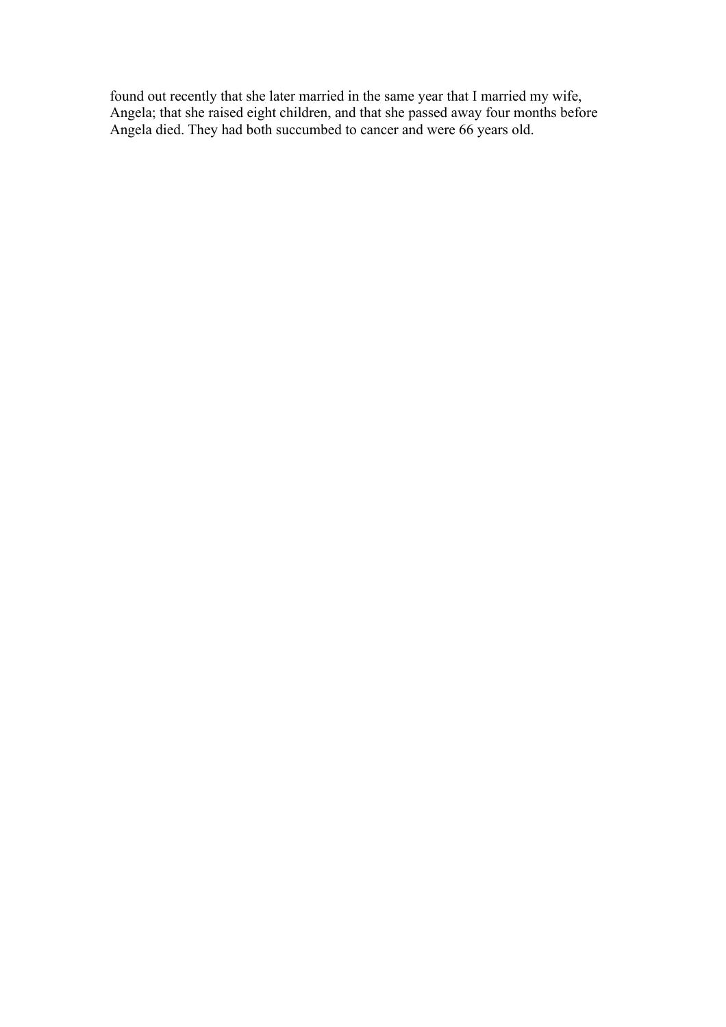found out recently that she later married in the same year that I married my wife, Angela; that she raised eight children, and that she passed away four months before Angela died. They had both succumbed to cancer and were 66 years old.